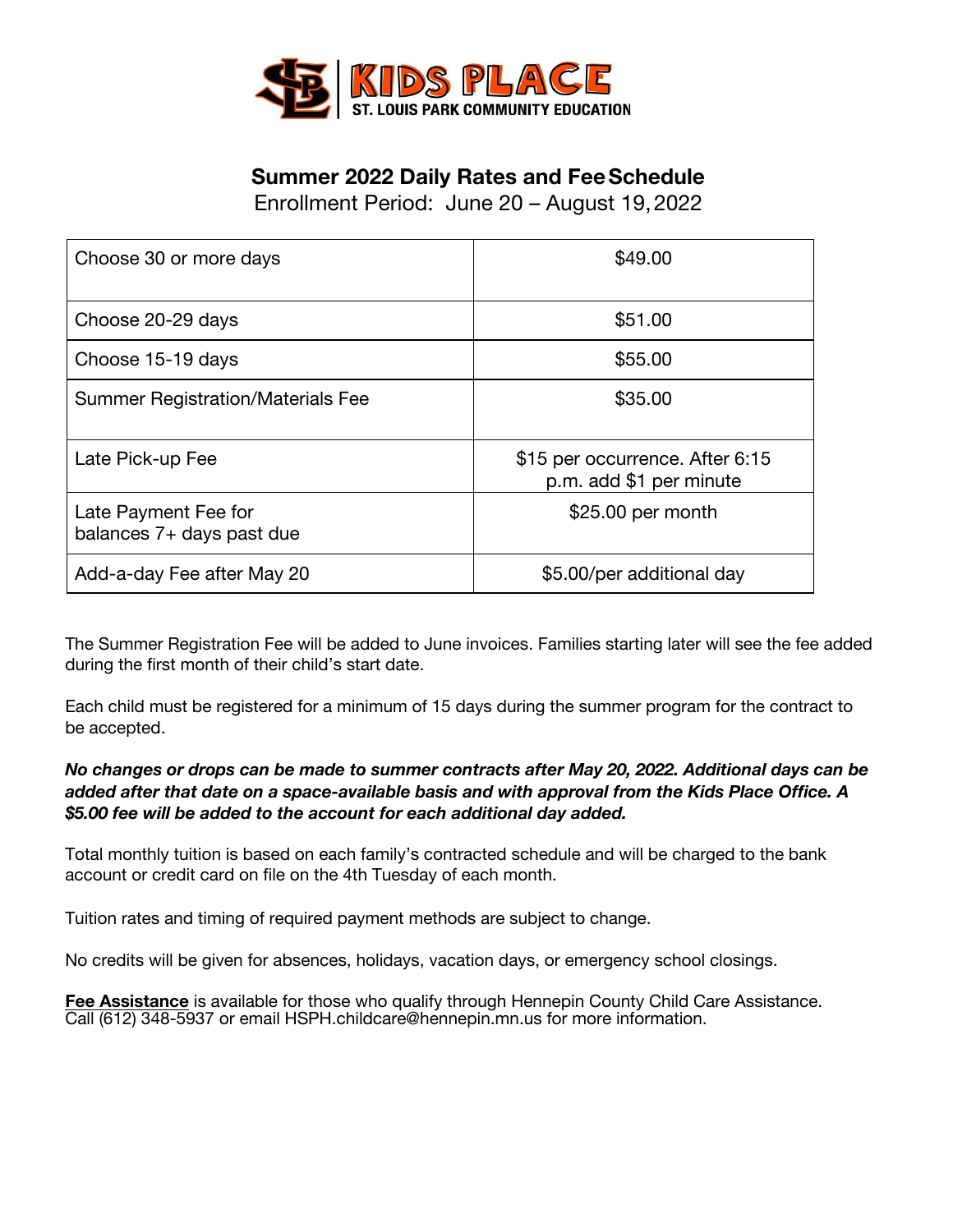KIDS PLACE
ST. LOUIS PARK COMMUNITY EDUCATION

## Summer 2022 Daily Rates and Fee Schedule

Enrollment Period: June 20 – August 19, 2022

| | |
|---|---|
| Choose 30 or more days | $49.00 |
| Choose 20-29 days | $51.00 |
| Choose 15-19 days | $55.00 |
| Summer Registration/Materials Fee | $35.00 |
| Late Pick-up Fee | $15 per occurrence. After 6:15 p.m. add $1 per minute |
| Late Payment Fee for balances 7+ days past due | $25.00 per month |
| Add-a-day Fee after May 20 | $5.00/per additional day |

The Summer Registration Fee will be added to June invoices. Families starting later will see the fee added during the first month of their child's start date.

Each child must be registered for a minimum of 15 days during the summer program for the contract to be accepted.

***No changes or drops can be made to summer contracts after May 20, 2022. Additional days can be added after that date on a space-available basis and with approval from the Kids Place Office. A $5.00 fee will be added to the account for each additional day added.***

Total monthly tuition is based on each family's contracted schedule and will be charged to the bank account or credit card on file on the 4th Tuesday of each month.

Tuition rates and timing of required payment methods are subject to change.

No credits will be given for absences, holidays, vacation days, or emergency school closings.

**Fee Assistance** is available for those who qualify through Hennepin County Child Care Assistance. Call (612) 348-5937 or email HSPH.childcare@hennepin.mn.us for more information.